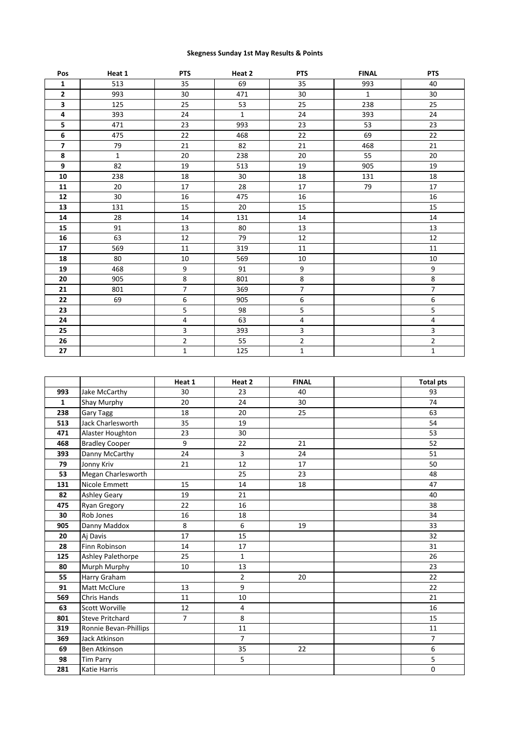**Skegness Sunday 1st May Results & Points**

| Pos | Heat 1 | PTS | Heat 2 | PTS | FINAL | PTS |
|---|---|---|---|---|---|---|
| 1 | 513 | 35 | 69 | 35 | 993 | 40 |
| 2 | 993 | 30 | 471 | 30 | 1 | 30 |
| 3 | 125 | 25 | 53 | 25 | 238 | 25 |
| 4 | 393 | 24 | 1 | 24 | 393 | 24 |
| 5 | 471 | 23 | 993 | 23 | 53 | 23 |
| 6 | 475 | 22 | 468 | 22 | 69 | 22 |
| 7 | 79 | 21 | 82 | 21 | 468 | 21 |
| 8 | 1 | 20 | 238 | 20 | 55 | 20 |
| 9 | 82 | 19 | 513 | 19 | 905 | 19 |
| 10 | 238 | 18 | 30 | 18 | 131 | 18 |
| 11 | 20 | 17 | 28 | 17 | 79 | 17 |
| 12 | 30 | 16 | 475 | 16 | | 16 |
| 13 | 131 | 15 | 20 | 15 | | 15 |
| 14 | 28 | 14 | 131 | 14 | | 14 |
| 15 | 91 | 13 | 80 | 13 | | 13 |
| 16 | 63 | 12 | 79 | 12 | | 12 |
| 17 | 569 | 11 | 319 | 11 | | 11 |
| 18 | 80 | 10 | 569 | 10 | | 10 |
| 19 | 468 | 9 | 91 | 9 | | 9 |
| 20 | 905 | 8 | 801 | 8 | | 8 |
| 21 | 801 | 7 | 369 | 7 | | 7 |
| 22 | 69 | 6 | 905 | 6 | | 6 |
| 23 | | 5 | 98 | 5 | | 5 |
| 24 | | 4 | 63 | 4 | | 4 |
| 25 | | 3 | 393 | 3 | | 3 |
| 26 | | 2 | 55 | 2 | | 2 |
| 27 | | 1 | 125 | 1 | | 1 |

| | | Heat 1 | Heat 2 | FINAL | | Total pts |
|---|---|---|---|---|---|---|
| 993 | Jake McCarthy | 30 | 23 | 40 | | 93 |
| 1 | Shay Murphy | 20 | 24 | 30 | | 74 |
| 238 | Gary Tagg | 18 | 20 | 25 | | 63 |
| 513 | Jack Charlesworth | 35 | 19 | | | 54 |
| 471 | Alaster Houghton | 23 | 30 | | | 53 |
| 468 | Bradley Cooper | 9 | 22 | 21 | | 52 |
| 393 | Danny McCarthy | 24 | 3 | 24 | | 51 |
| 79 | Jonny Kriv | 21 | 12 | 17 | | 50 |
| 53 | Megan Charlesworth | | 25 | 23 | | 48 |
| 131 | Nicole Emmett | 15 | 14 | 18 | | 47 |
| 82 | Ashley Geary | 19 | 21 | | | 40 |
| 475 | Ryan Gregory | 22 | 16 | | | 38 |
| 30 | Rob Jones | 16 | 18 | | | 34 |
| 905 | Danny Maddox | 8 | 6 | 19 | | 33 |
| 20 | Aj Davis | 17 | 15 | | | 32 |
| 28 | Finn Robinson | 14 | 17 | | | 31 |
| 125 | Ashley Palethorpe | 25 | 1 | | | 26 |
| 80 | Murph Murphy | 10 | 13 | | | 23 |
| 55 | Harry Graham | | 2 | 20 | | 22 |
| 91 | Matt McClure | 13 | 9 | | | 22 |
| 569 | Chris Hands | 11 | 10 | | | 21 |
| 63 | Scott Worville | 12 | 4 | | | 16 |
| 801 | Steve Pritchard | 7 | 8 | | | 15 |
| 319 | Ronnie Bevan-Phillips | | 11 | | | 11 |
| 369 | Jack Atkinson | | 7 | | | 7 |
| 69 | Ben Atkinson | | 35 | 22 | | 6 |
| 98 | Tim Parry | | 5 | | | 5 |
| 281 | Katie Harris | | | | | 0 |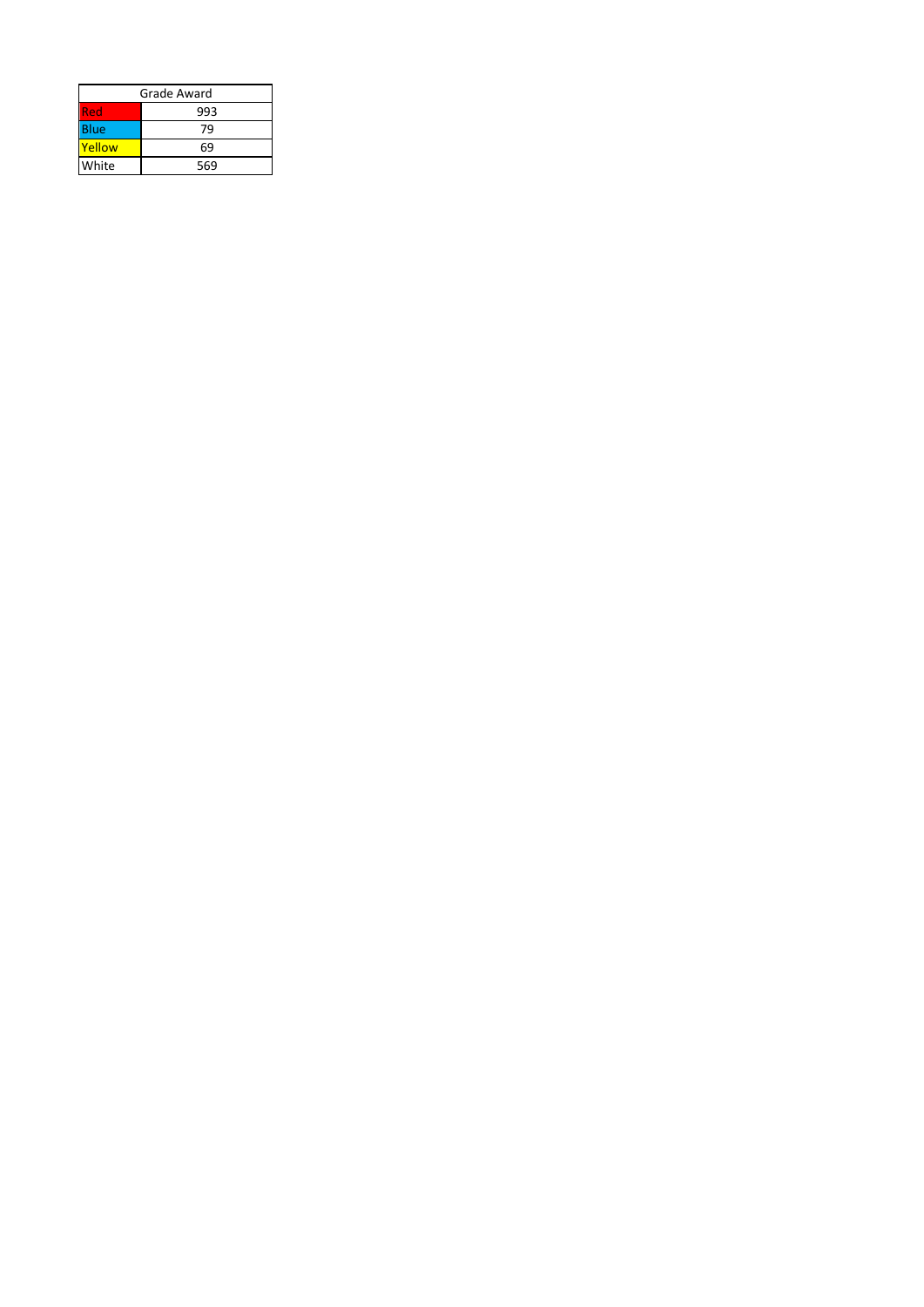| Grade Award | |
|---|---|
| Red | 993 |
| Blue | 79 |
| Yellow | 69 |
| White | 569 |